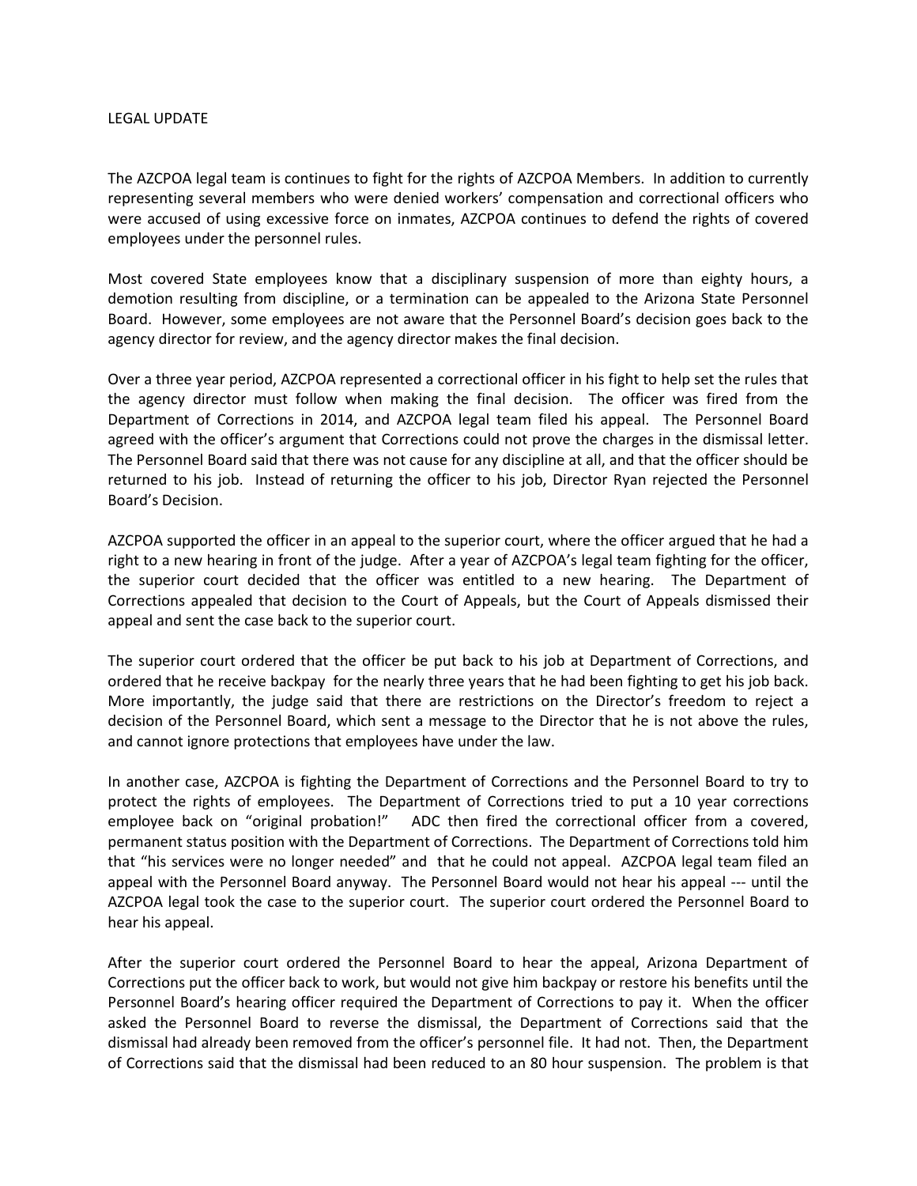LEGAL UPDATE

The AZCPOA legal team is continues to fight for the rights of AZCPOA Members. In addition to currently representing several members who were denied workers' compensation and correctional officers who were accused of using excessive force on inmates, AZCPOA continues to defend the rights of covered employees under the personnel rules.

Most covered State employees know that a disciplinary suspension of more than eighty hours, a demotion resulting from discipline, or a termination can be appealed to the Arizona State Personnel Board. However, some employees are not aware that the Personnel Board's decision goes back to the agency director for review, and the agency director makes the final decision.

Over a three year period, AZCPOA represented a correctional officer in his fight to help set the rules that the agency director must follow when making the final decision. The officer was fired from the Department of Corrections in 2014, and AZCPOA legal team filed his appeal. The Personnel Board agreed with the officer's argument that Corrections could not prove the charges in the dismissal letter. The Personnel Board said that there was not cause for any discipline at all, and that the officer should be returned to his job. Instead of returning the officer to his job, Director Ryan rejected the Personnel Board's Decision.

AZCPOA supported the officer in an appeal to the superior court, where the officer argued that he had a right to a new hearing in front of the judge. After a year of AZCPOA's legal team fighting for the officer, the superior court decided that the officer was entitled to a new hearing. The Department of Corrections appealed that decision to the Court of Appeals, but the Court of Appeals dismissed their appeal and sent the case back to the superior court.

The superior court ordered that the officer be put back to his job at Department of Corrections, and ordered that he receive backpay for the nearly three years that he had been fighting to get his job back. More importantly, the judge said that there are restrictions on the Director's freedom to reject a decision of the Personnel Board, which sent a message to the Director that he is not above the rules, and cannot ignore protections that employees have under the law.

In another case, AZCPOA is fighting the Department of Corrections and the Personnel Board to try to protect the rights of employees. The Department of Corrections tried to put a 10 year corrections employee back on "original probation!" ADC then fired the correctional officer from a covered, permanent status position with the Department of Corrections. The Department of Corrections told him that "his services were no longer needed" and that he could not appeal. AZCPOA legal team filed an appeal with the Personnel Board anyway. The Personnel Board would not hear his appeal --- until the AZCPOA legal took the case to the superior court. The superior court ordered the Personnel Board to hear his appeal.

After the superior court ordered the Personnel Board to hear the appeal, Arizona Department of Corrections put the officer back to work, but would not give him backpay or restore his benefits until the Personnel Board's hearing officer required the Department of Corrections to pay it. When the officer asked the Personnel Board to reverse the dismissal, the Department of Corrections said that the dismissal had already been removed from the officer's personnel file. It had not. Then, the Department of Corrections said that the dismissal had been reduced to an 80 hour suspension. The problem is that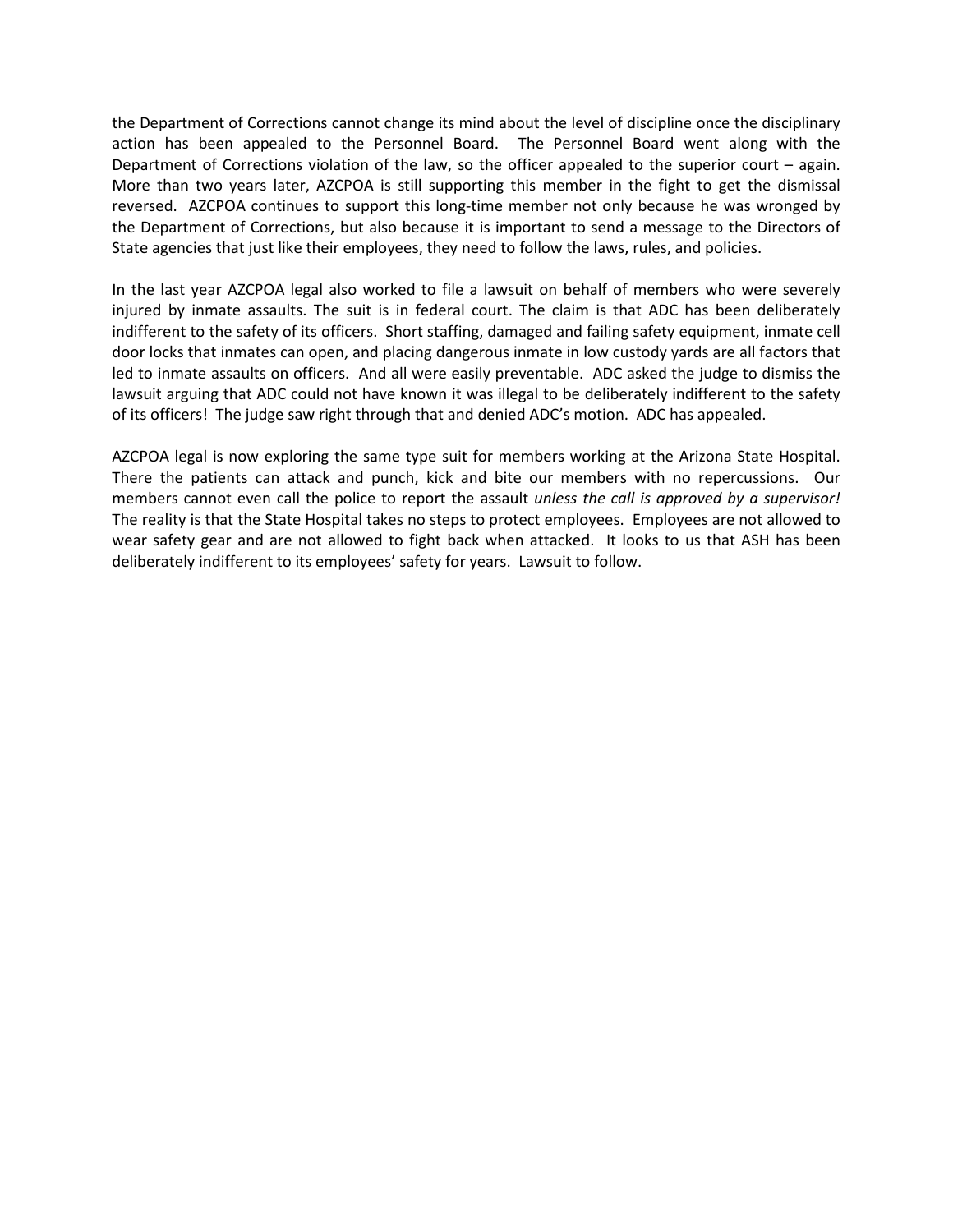the Department of Corrections cannot change its mind about the level of discipline once the disciplinary action has been appealed to the Personnel Board. The Personnel Board went along with the Department of Corrections violation of the law, so the officer appealed to the superior court – again. More than two years later, AZCPOA is still supporting this member in the fight to get the dismissal reversed. AZCPOA continues to support this long-time member not only because he was wronged by the Department of Corrections, but also because it is important to send a message to the Directors of State agencies that just like their employees, they need to follow the laws, rules, and policies.

In the last year AZCPOA legal also worked to file a lawsuit on behalf of members who were severely injured by inmate assaults. The suit is in federal court. The claim is that ADC has been deliberately indifferent to the safety of its officers. Short staffing, damaged and failing safety equipment, inmate cell door locks that inmates can open, and placing dangerous inmate in low custody yards are all factors that led to inmate assaults on officers. And all were easily preventable. ADC asked the judge to dismiss the lawsuit arguing that ADC could not have known it was illegal to be deliberately indifferent to the safety of its officers! The judge saw right through that and denied ADC's motion. ADC has appealed.

AZCPOA legal is now exploring the same type suit for members working at the Arizona State Hospital. There the patients can attack and punch, kick and bite our members with no repercussions. Our members cannot even call the police to report the assault *unless the call is approved by a supervisor!* The reality is that the State Hospital takes no steps to protect employees. Employees are not allowed to wear safety gear and are not allowed to fight back when attacked. It looks to us that ASH has been deliberately indifferent to its employees' safety for years. Lawsuit to follow.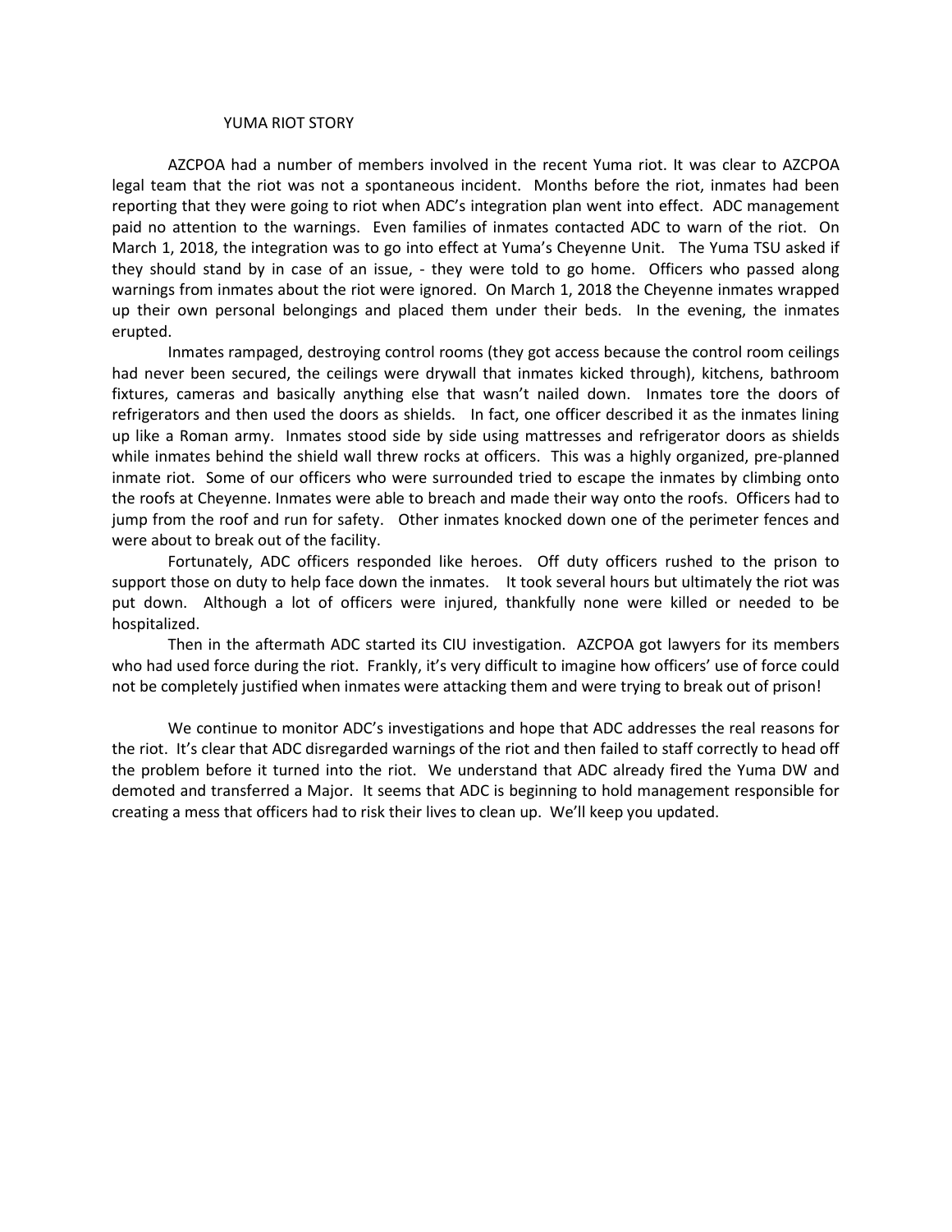# YUMA RIOT STORY

AZCPOA had a number of members involved in the recent Yuma riot. It was clear to AZCPOA legal team that the riot was not a spontaneous incident. Months before the riot, inmates had been reporting that they were going to riot when ADC's integration plan went into effect. ADC management paid no attention to the warnings. Even families of inmates contacted ADC to warn of the riot. On March 1, 2018, the integration was to go into effect at Yuma's Cheyenne Unit. The Yuma TSU asked if they should stand by in case of an issue, - they were told to go home. Officers who passed along warnings from inmates about the riot were ignored. On March 1, 2018 the Cheyenne inmates wrapped up their own personal belongings and placed them under their beds. In the evening, the inmates erupted.

Inmates rampaged, destroying control rooms (they got access because the control room ceilings had never been secured, the ceilings were drywall that inmates kicked through), kitchens, bathroom fixtures, cameras and basically anything else that wasn't nailed down. Inmates tore the doors of refrigerators and then used the doors as shields. In fact, one officer described it as the inmates lining up like a Roman army. Inmates stood side by side using mattresses and refrigerator doors as shields while inmates behind the shield wall threw rocks at officers. This was a highly organized, pre-planned inmate riot. Some of our officers who were surrounded tried to escape the inmates by climbing onto the roofs at Cheyenne. Inmates were able to breach and made their way onto the roofs. Officers had to jump from the roof and run for safety. Other inmates knocked down one of the perimeter fences and were about to break out of the facility.

Fortunately, ADC officers responded like heroes. Off duty officers rushed to the prison to support those on duty to help face down the inmates. It took several hours but ultimately the riot was put down. Although a lot of officers were injured, thankfully none were killed or needed to be hospitalized.

Then in the aftermath ADC started its CIU investigation. AZCPOA got lawyers for its members who had used force during the riot. Frankly, it's very difficult to imagine how officers' use of force could not be completely justified when inmates were attacking them and were trying to break out of prison!

We continue to monitor ADC's investigations and hope that ADC addresses the real reasons for the riot. It's clear that ADC disregarded warnings of the riot and then failed to staff correctly to head off the problem before it turned into the riot. We understand that ADC already fired the Yuma DW and demoted and transferred a Major. It seems that ADC is beginning to hold management responsible for creating a mess that officers had to risk their lives to clean up. We'll keep you updated.